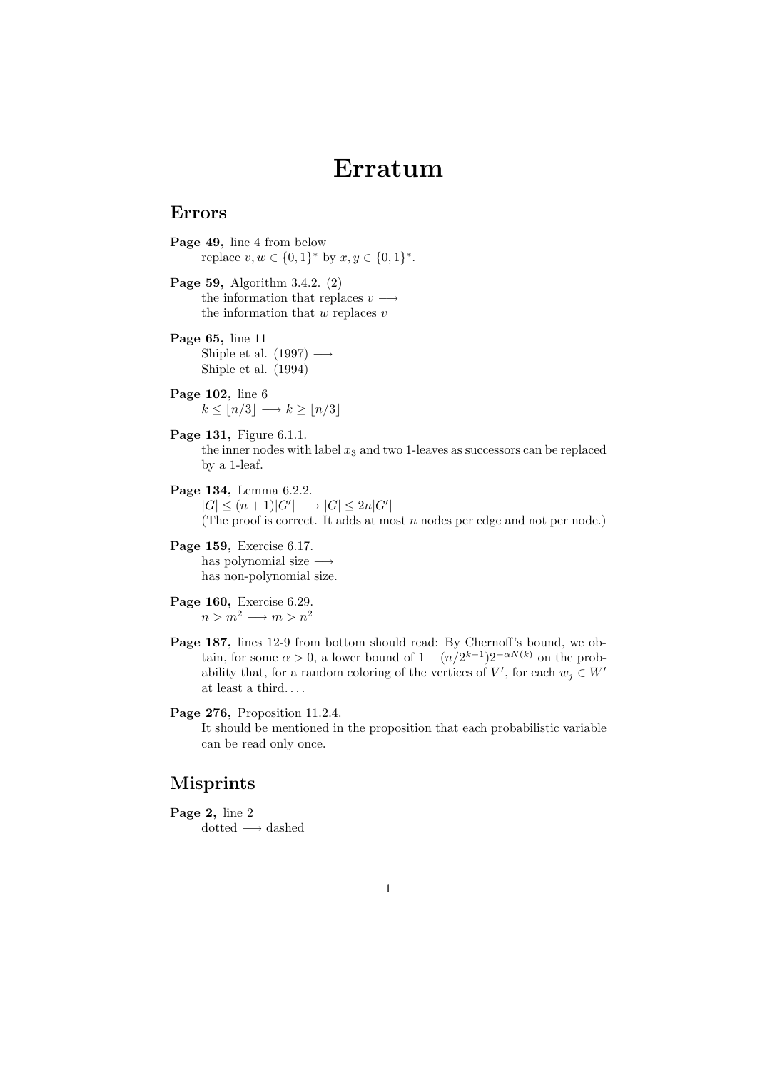# Erratum

## Errors

**Page 49,** line 4 from below
replace $v, w \in \{0,1\}^*$ by $x, y \in \{0,1\}^*$.

**Page 59,** Algorithm 3.4.2. (2)
the information that replaces $v \longrightarrow$
the information that $w$ replaces $v$

**Page 65,** line 11
Shiple et al. (1997) $\longrightarrow$
Shiple et al. (1994)

**Page 102,** line 6
$k \leq \lfloor n/3 \rfloor \longrightarrow k \geq \lfloor n/3 \rfloor$

**Page 131,** Figure 6.1.1.
the inner nodes with label $x_3$ and two 1-leaves as successors can be replaced by a 1-leaf.

**Page 134,** Lemma 6.2.2.
$|G| \leq (n+1)|G'| \longrightarrow |G| \leq 2n|G'|$
(The proof is correct. It adds at most $n$ nodes per edge and not per node.)

**Page 159,** Exercise 6.17.
has polynomial size $\longrightarrow$
has non-polynomial size.

**Page 160,** Exercise 6.29.
$n > m^2 \longrightarrow m > n^2$

**Page 187,** lines 12-9 from bottom should read: By Chernoff's bound, we obtain, for some $\alpha > 0$, a lower bound of $1 - (n/2^{k-1})2^{-\alpha N(k)}$ on the probability that, for a random coloring of the vertices of $V'$, for each $w_j \in W'$ at least a third. . . .

**Page 276,** Proposition 11.2.4.
It should be mentioned in the proposition that each probabilistic variable can be read only once.

## Misprints

**Page 2,** line 2
dotted $\longrightarrow$ dashed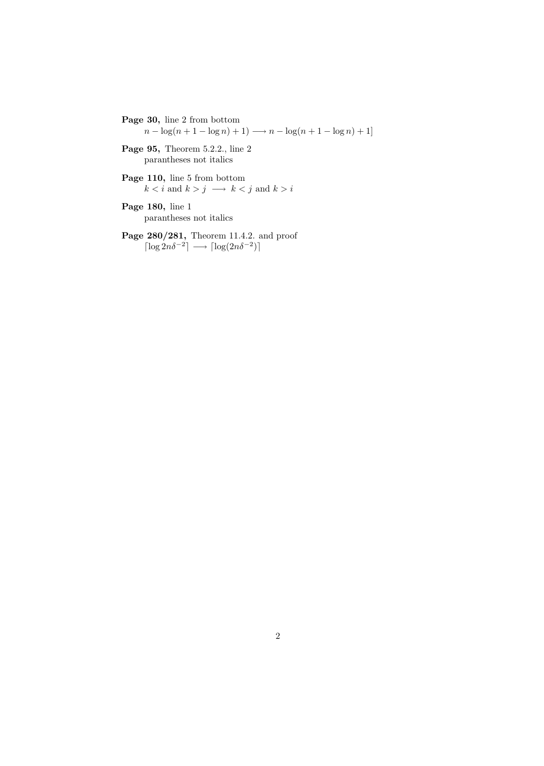**Page 30,** line 2 from bottom
$n - \log(n + 1 - \log n) + 1) \longrightarrow n - \log(n + 1 - \log n) + 1]$

**Page 95,** Theorem 5.2.2., line 2
parantheses not italics

**Page 110,** line 5 from bottom
$k < i$ and $k > j \;\longrightarrow\; k < j$ and $k > i$

**Page 180,** line 1
parantheses not italics

**Page 280/281,** Theorem 11.4.2. and proof
$\lceil \log 2n\delta^{-2} \rceil \longrightarrow \lceil \log(2n\delta^{-2}) \rceil$